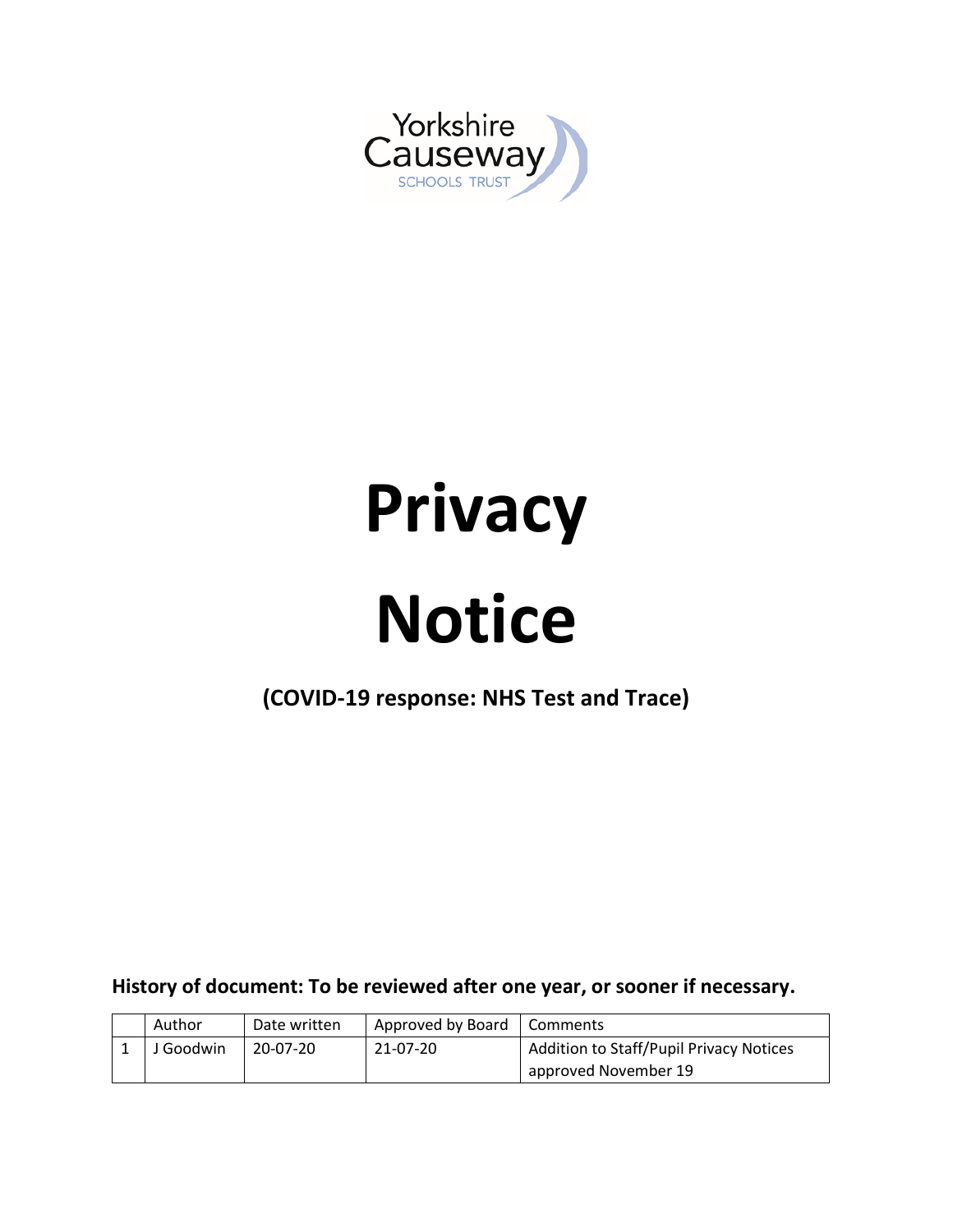Yorkshire Causeway

SCHOOLS TRUST

# Privacy Notice

**(COVID-19 response: NHS Test and Trace)**

**History of document: To be reviewed after one year, or sooner if necessary.**

| | Author | Date written | Approved by Board | Comments |
|---|---|---|---|---|
| 1 | J Goodwin | 20-07-20 | 21-07-20 | Addition to Staff/Pupil Privacy Notices approved November 19 |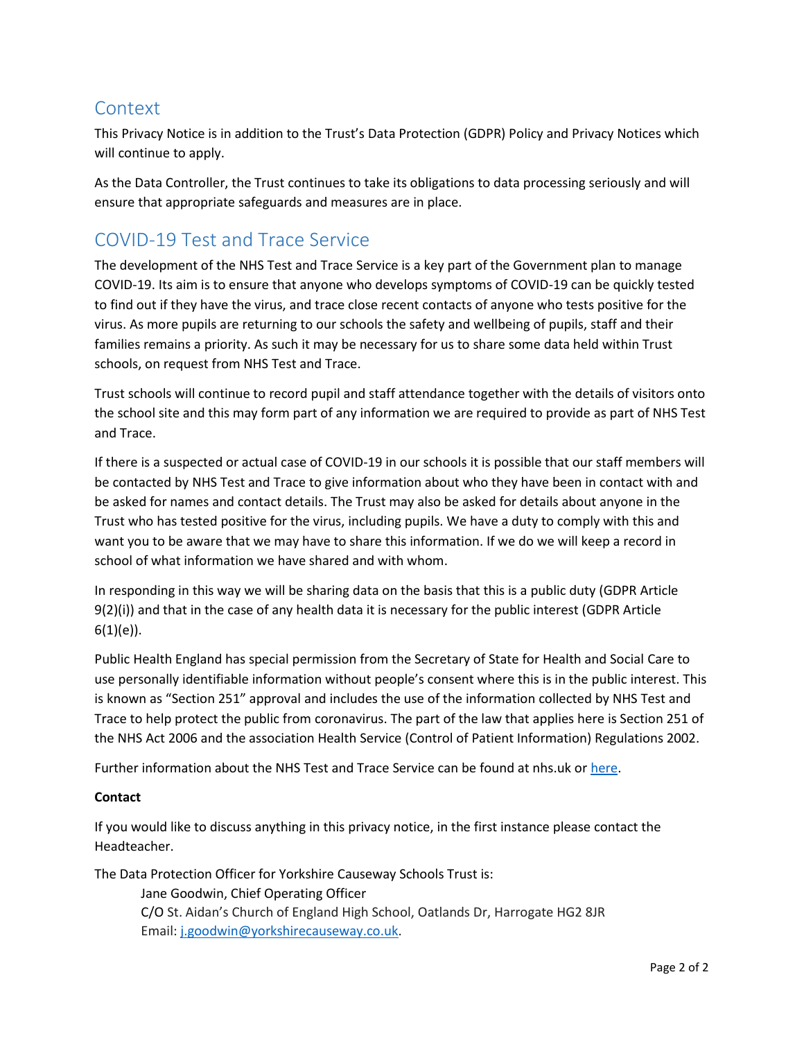## Context

This Privacy Notice is in addition to the Trust's Data Protection (GDPR) Policy and Privacy Notices which will continue to apply.

As the Data Controller, the Trust continues to take its obligations to data processing seriously and will ensure that appropriate safeguards and measures are in place.

## COVID-19 Test and Trace Service

The development of the NHS Test and Trace Service is a key part of the Government plan to manage COVID-19. Its aim is to ensure that anyone who develops symptoms of COVID-19 can be quickly tested to find out if they have the virus, and trace close recent contacts of anyone who tests positive for the virus. As more pupils are returning to our schools the safety and wellbeing of pupils, staff and their families remains a priority. As such it may be necessary for us to share some data held within Trust schools, on request from NHS Test and Trace.

Trust schools will continue to record pupil and staff attendance together with the details of visitors onto the school site and this may form part of any information we are required to provide as part of NHS Test and Trace.

If there is a suspected or actual case of COVID-19 in our schools it is possible that our staff members will be contacted by NHS Test and Trace to give information about who they have been in contact with and be asked for names and contact details. The Trust may also be asked for details about anyone in the Trust who has tested positive for the virus, including pupils. We have a duty to comply with this and want you to be aware that we may have to share this information. If we do we will keep a record in school of what information we have shared and with whom.

In responding in this way we will be sharing data on the basis that this is a public duty (GDPR Article 9(2)(i)) and that in the case of any health data it is necessary for the public interest (GDPR Article 6(1)(e)).

Public Health England has special permission from the Secretary of State for Health and Social Care to use personally identifiable information without people's consent where this is in the public interest. This is known as "Section 251" approval and includes the use of the information collected by NHS Test and Trace to help protect the public from coronavirus. The part of the law that applies here is Section 251 of the NHS Act 2006 and the association Health Service (Control of Patient Information) Regulations 2002.

Further information about the NHS Test and Trace Service can be found at nhs.uk or here.

**Contact**

If you would like to discuss anything in this privacy notice, in the first instance please contact the Headteacher.

The Data Protection Officer for Yorkshire Causeway Schools Trust is:

Jane Goodwin, Chief Operating Officer
C/O St. Aidan's Church of England High School, Oatlands Dr, Harrogate HG2 8JR
Email: j.goodwin@yorkshirecauseway.co.uk.